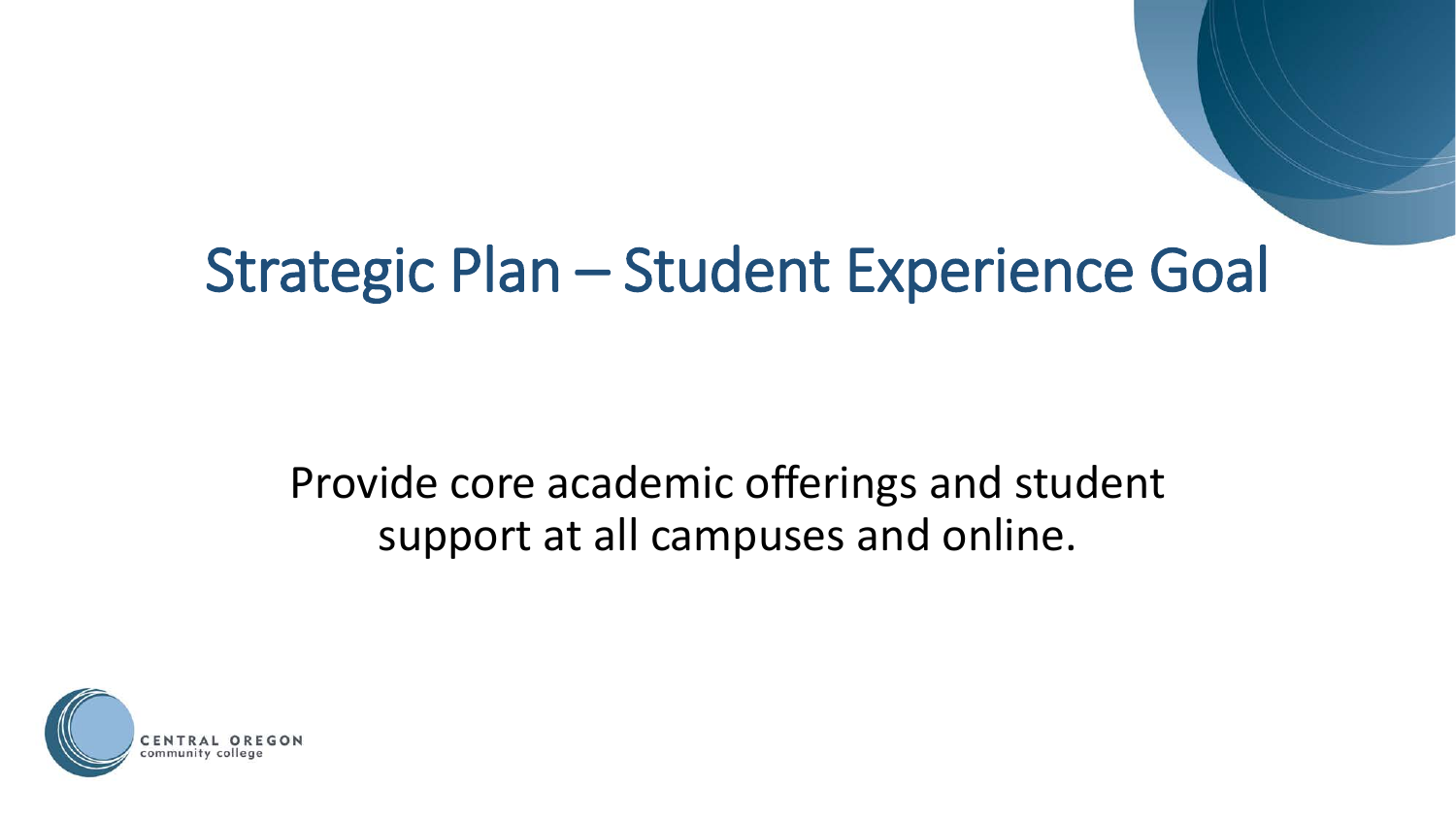# Strategic Plan – Student Experience Goal

Provide core academic offerings and student support at all campuses and online.

CENTRAL OREGON community college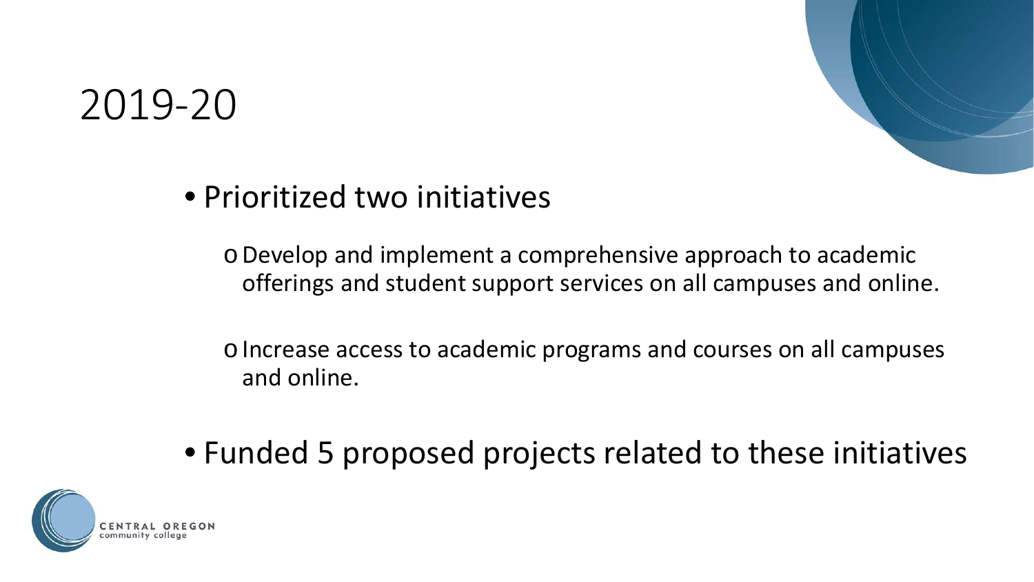# 2019-20

- Prioritized two initiatives
  - Develop and implement a comprehensive approach to academic offerings and student support services on all campuses and online.
  - Increase access to academic programs and courses on all campuses and online.
- Funded 5 proposed projects related to these initiatives

CENTRAL OREGON community college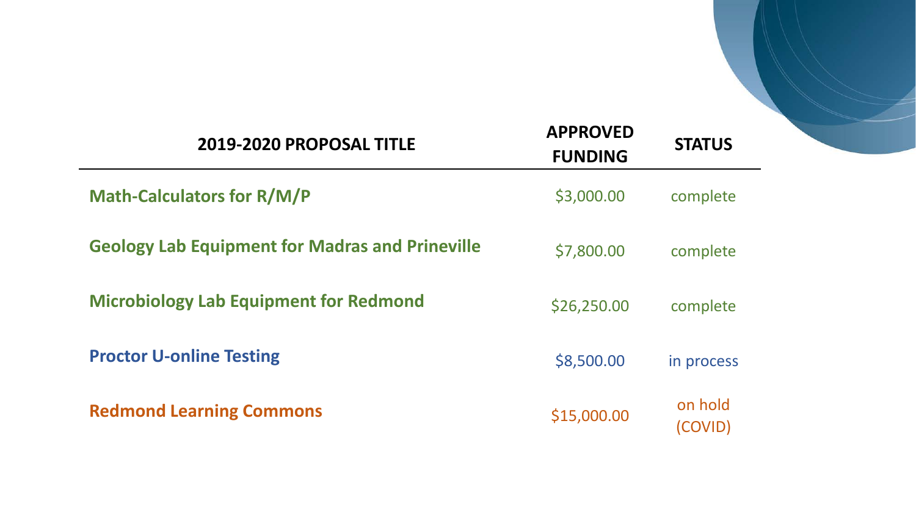| 2019-2020 PROPOSAL TITLE | APPROVED FUNDING | STATUS |
|---|---|---|
| **Math-Calculators for R/M/P** | $3,000.00 | complete |
| **Geology Lab Equipment for Madras and Prineville** | $7,800.00 | complete |
| **Microbiology Lab Equipment for Redmond** | $26,250.00 | complete |
| **Proctor U-online Testing** | $8,500.00 | in process |
| **Redmond Learning Commons** | $15,000.00 | on hold (COVID) |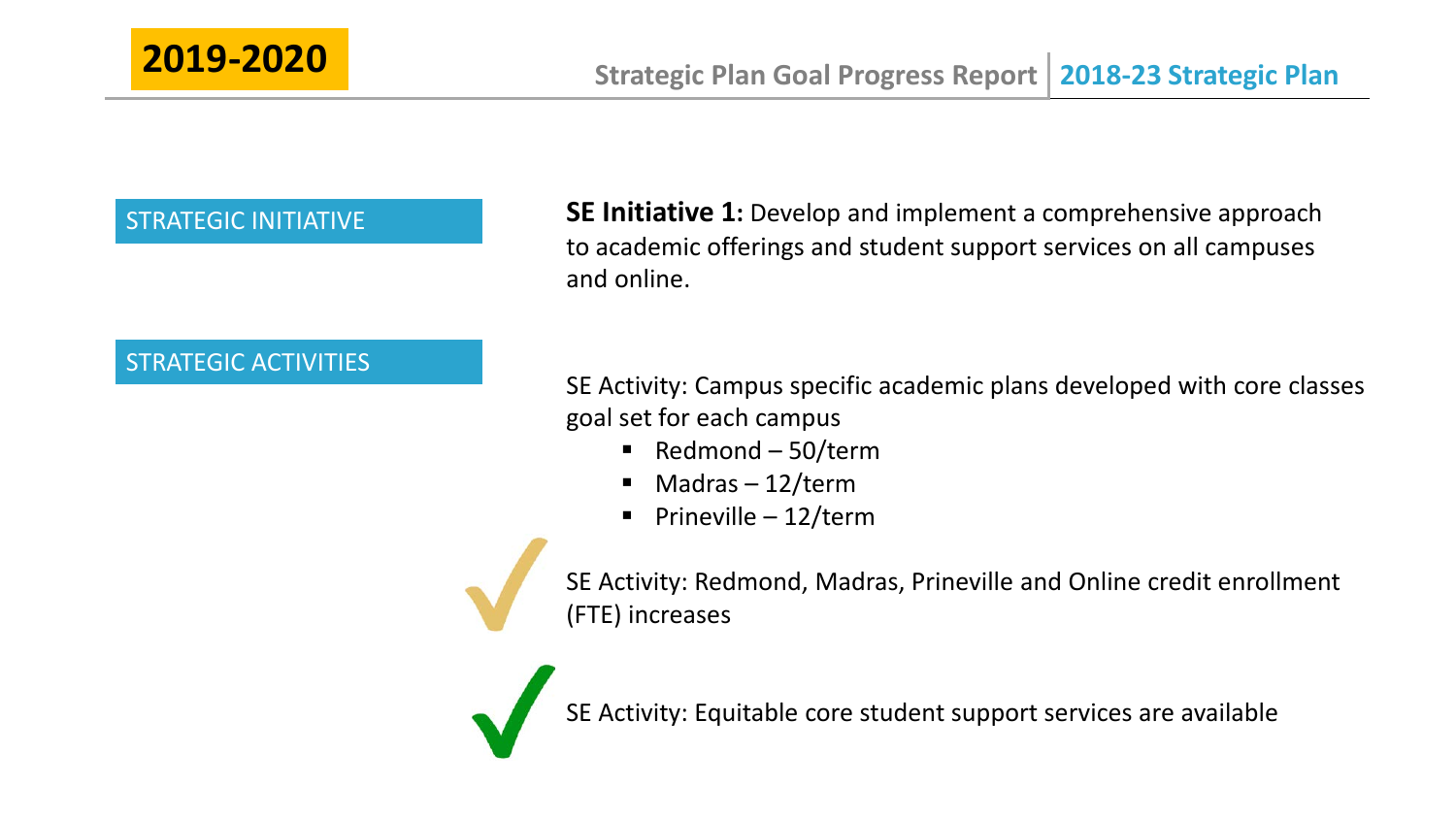**2019-2020**

Strategic Plan Goal Progress Report | 2018-23 Strategic Plan

## STRATEGIC INITIATIVE

**SE Initiative 1:** Develop and implement a comprehensive approach to academic offerings and student support services on all campuses and online.

## STRATEGIC ACTIVITIES

SE Activity: Campus specific academic plans developed with core classes goal set for each campus

- Redmond – 50/term
- Madras – 12/term
- Prineville – 12/term

✓ SE Activity: Redmond, Madras, Prineville and Online credit enrollment (FTE) increases

✓ SE Activity: Equitable core student support services are available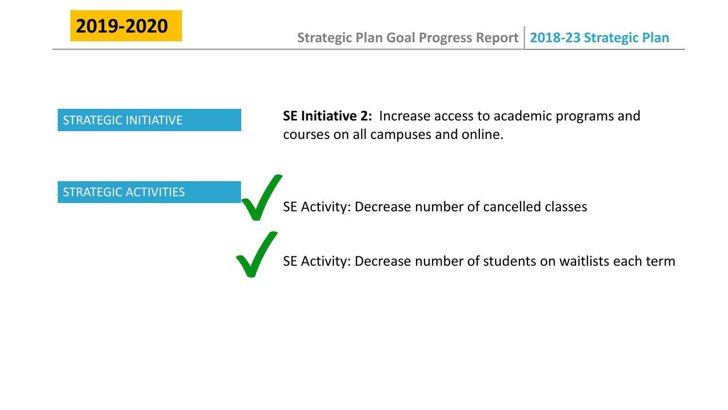# 2019-2020

Strategic Plan Goal Progress Report | 2018-23 Strategic Plan

STRATEGIC INITIATIVE

**SE Initiative 2:** Increase access to academic programs and courses on all campuses and online.

STRATEGIC ACTIVITIES

✓ SE Activity: Decrease number of cancelled classes

✓ SE Activity: Decrease number of students on waitlists each term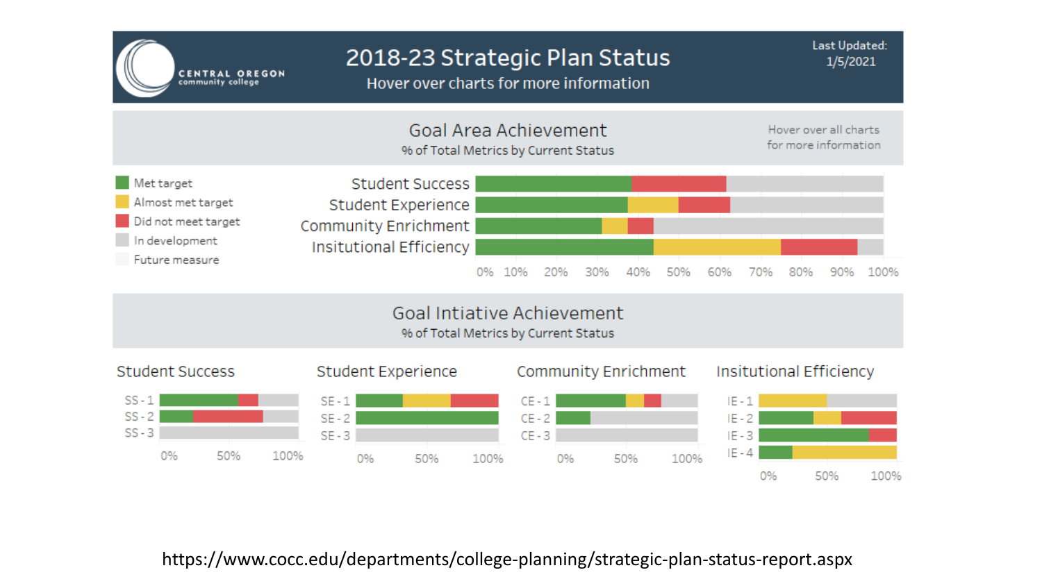# 2018-23 Strategic Plan Status

CENTRAL OREGON community college

Hover over charts for more information

Last Updated: 1/5/2021

## Goal Area Achievement

% of Total Metrics by Current Status

Hover over all charts for more information

- Met target
- Almost met target
- Did not meet target
- In development
- Future measure

Student Success

Student Experience

Community Enrichment

Insitutional Efficiency

0% 10% 20% 30% 40% 50% 60% 70% 80% 90% 100%

## Goal Intiative Achievement

% of Total Metrics by Current Status

### Student Success

SS - 1

SS - 2

SS - 3

0% 50% 100%

### Student Experience

SE - 1

SE - 2

SE - 3

0% 50% 100%

### Community Enrichment

CE - 1

CE - 2

CE - 3

0% 50% 100%

### Insitutional Efficiency

IE - 1

IE - 2

IE - 3

IE - 4

0% 50% 100%

https://www.cocc.edu/departments/college-planning/strategic-plan-status-report.aspx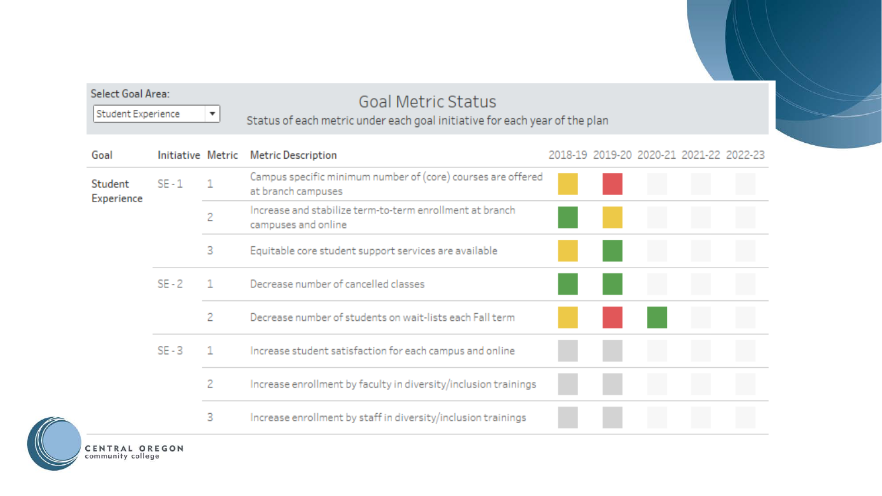Select Goal Area: Student Experience

## Goal Metric Status

Status of each metric under each goal initiative for each year of the plan

| Goal | Initiative | Metric | Metric Description | 2018-19 | 2019-20 | 2020-21 | 2021-22 | 2022-23 |
|---|---|---|---|---|---|---|---|---|
| Student Experience | SE - 1 | 1 | Campus specific minimum number of (core) courses are offered at branch campuses | Yellow | Red | | | |
| | | 2 | Increase and stabilize term-to-term enrollment at branch campuses and online | Green | Yellow | | | |
| | | 3 | Equitable core student support services are available | Yellow | Green | | | |
| | SE - 2 | 1 | Decrease number of cancelled classes | Green | Green | | | |
| | | 2 | Decrease number of students on wait-lists each Fall term | Yellow | Red | Green | | |
| | SE - 3 | 1 | Increase student satisfaction for each campus and online | Gray | Gray | | | |
| | | 2 | Increase enrollment by faculty in diversity/inclusion trainings | Gray | Gray | | | |
| | | 3 | Increase enrollment by staff in diversity/inclusion trainings | Gray | Gray | | | |

CENTRAL OREGON community college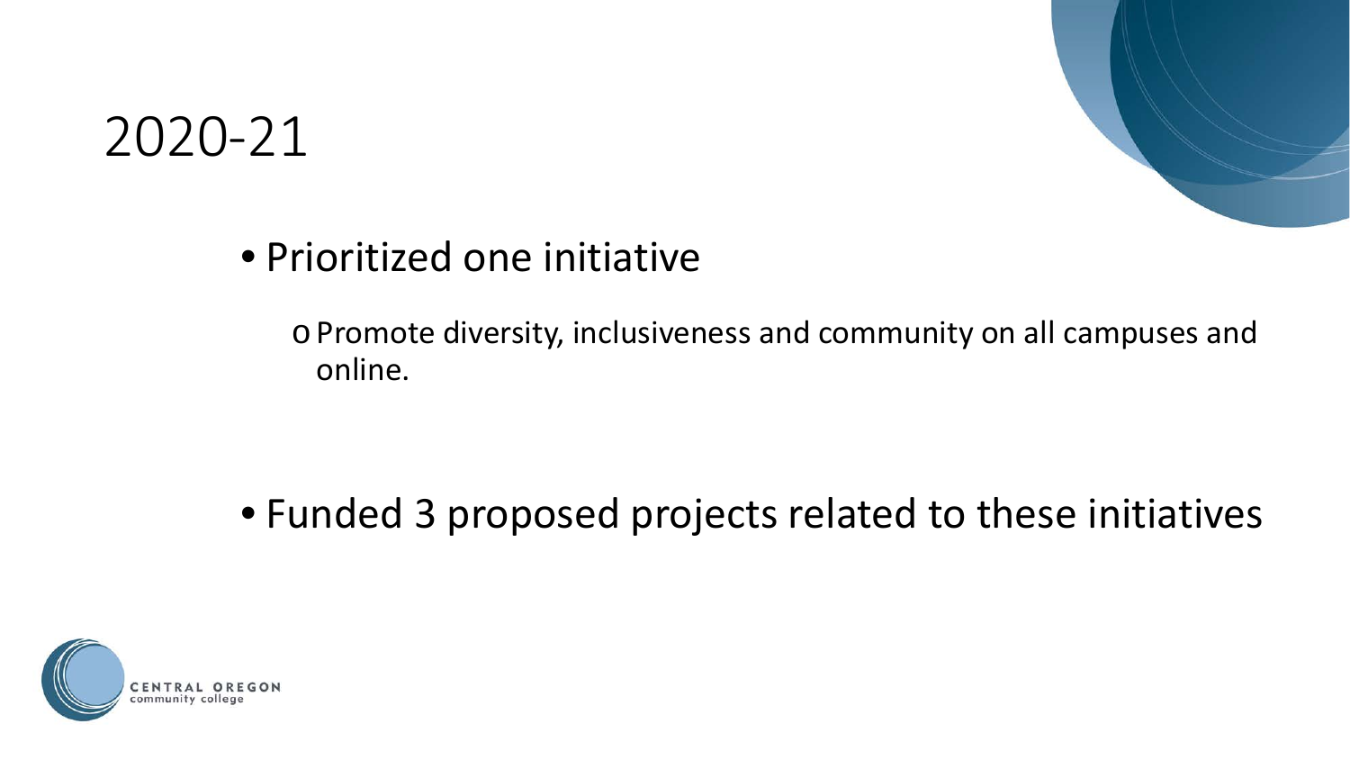# 2020-21

- Prioritized one initiative
  - Promote diversity, inclusiveness and community on all campuses and online.

- Funded 3 proposed projects related to these initiatives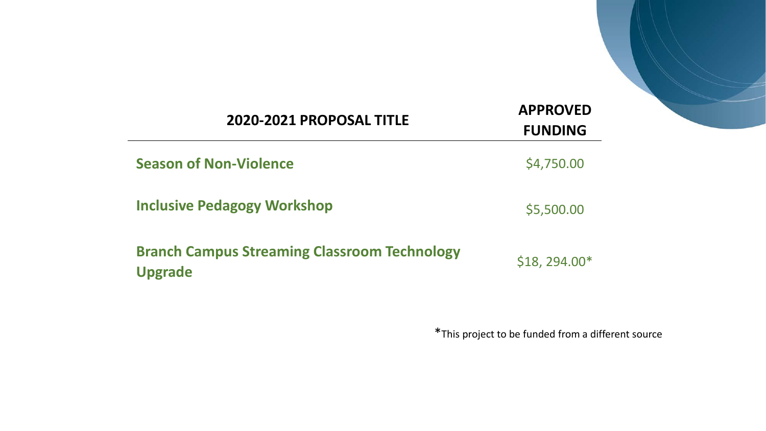| 2020-2021 PROPOSAL TITLE | APPROVED FUNDING |
| --- | --- |
| **Season of Non-Violence** | $4,750.00 |
| **Inclusive Pedagogy Workshop** | $5,500.00 |
| **Branch Campus Streaming Classroom Technology Upgrade** | $18, 294.00* |

*This project to be funded from a different source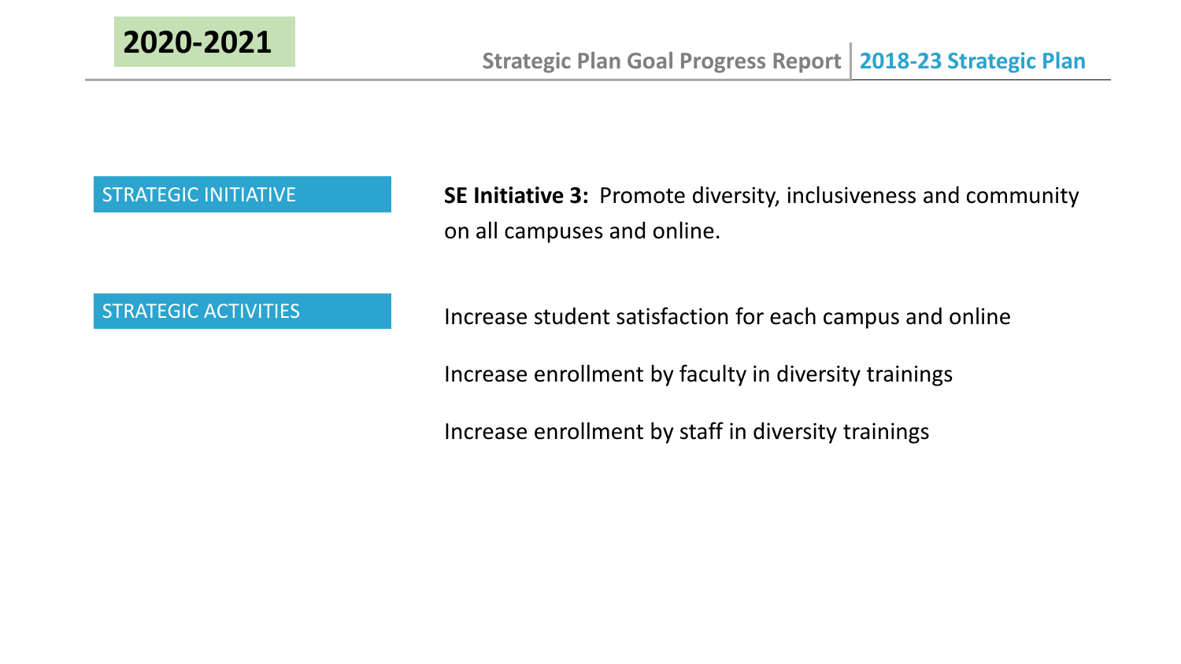# 2020-2021

**Strategic Plan Goal Progress Report | 2018-23 Strategic Plan**

| STRATEGIC INITIATIVE | **SE Initiative 3:** Promote diversity, inclusiveness and community on all campuses and online. |
|---|---|
| STRATEGIC ACTIVITIES | Increase student satisfaction for each campus and online<br><br>Increase enrollment by faculty in diversity trainings<br><br>Increase enrollment by staff in diversity trainings |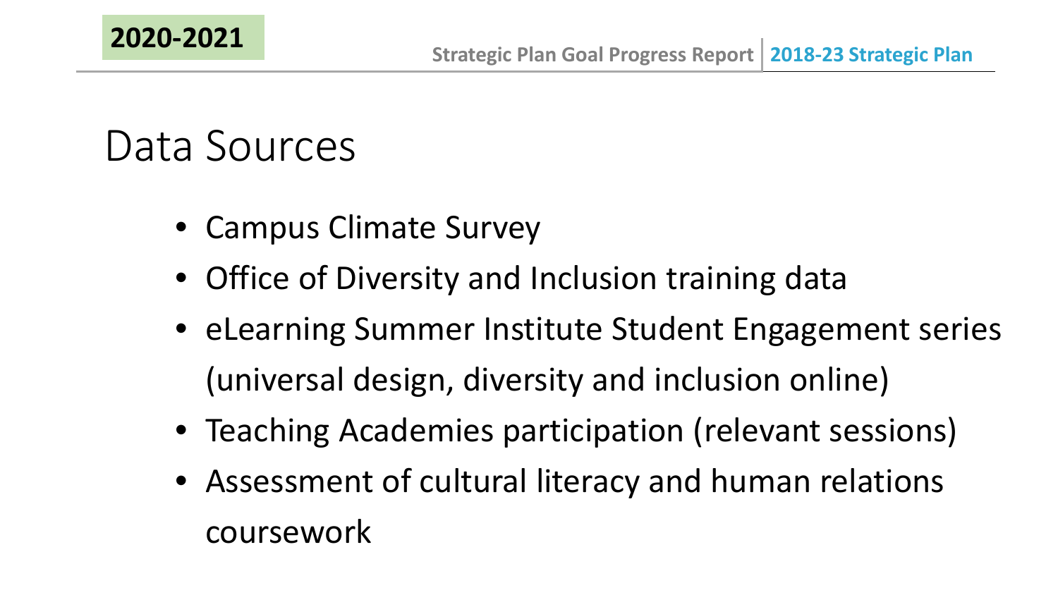# Data Sources

- Campus Climate Survey
- Office of Diversity and Inclusion training data
- eLearning Summer Institute Student Engagement series (universal design, diversity and inclusion online)
- Teaching Academies participation (relevant sessions)
- Assessment of cultural literacy and human relations coursework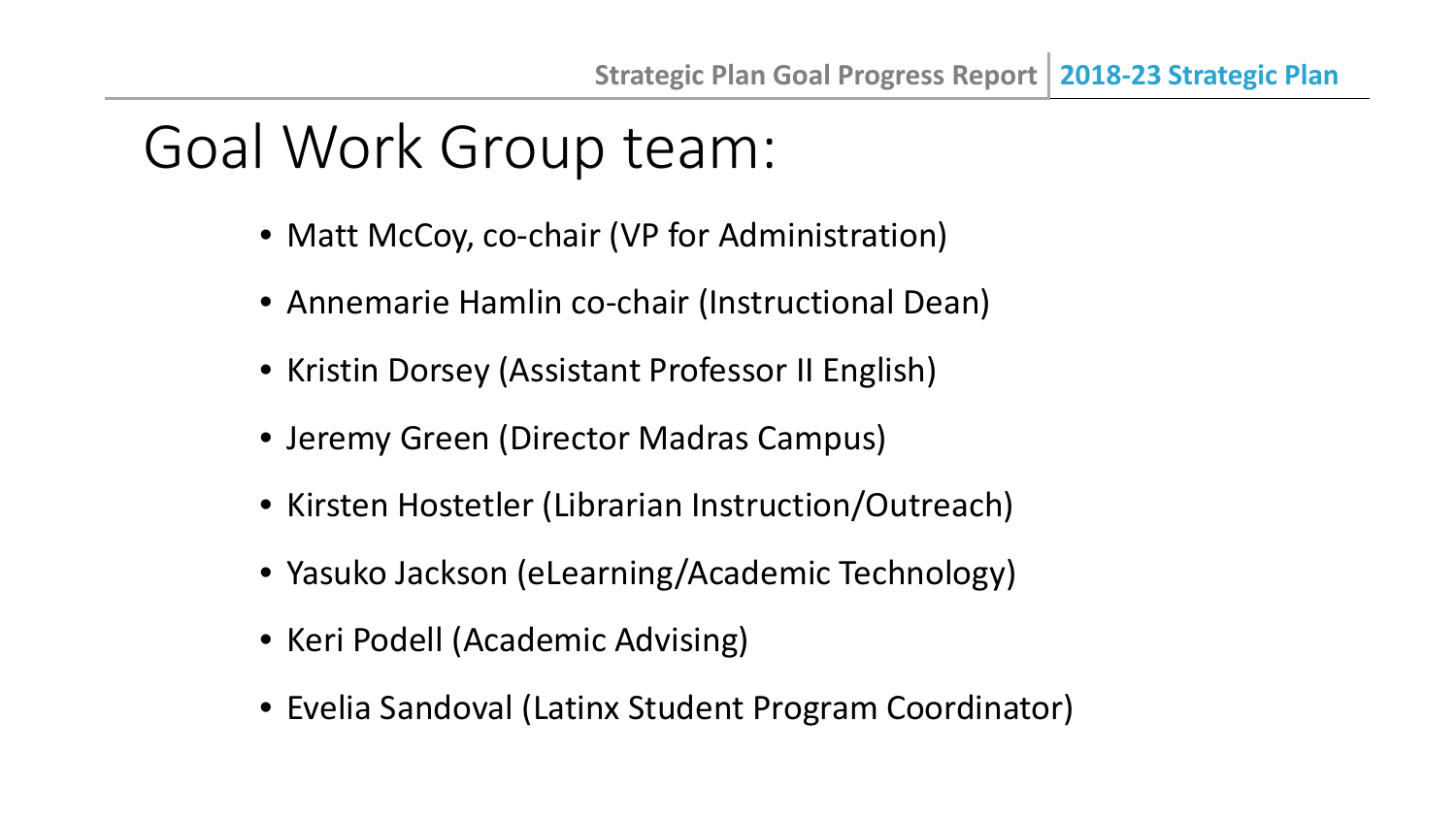# Goal Work Group team:

- Matt McCoy, co-chair (VP for Administration)
- Annemarie Hamlin co-chair (Instructional Dean)
- Kristin Dorsey (Assistant Professor II English)
- Jeremy Green (Director Madras Campus)
- Kirsten Hostetler (Librarian Instruction/Outreach)
- Yasuko Jackson (eLearning/Academic Technology)
- Keri Podell (Academic Advising)
- Evelia Sandoval (Latinx Student Program Coordinator)